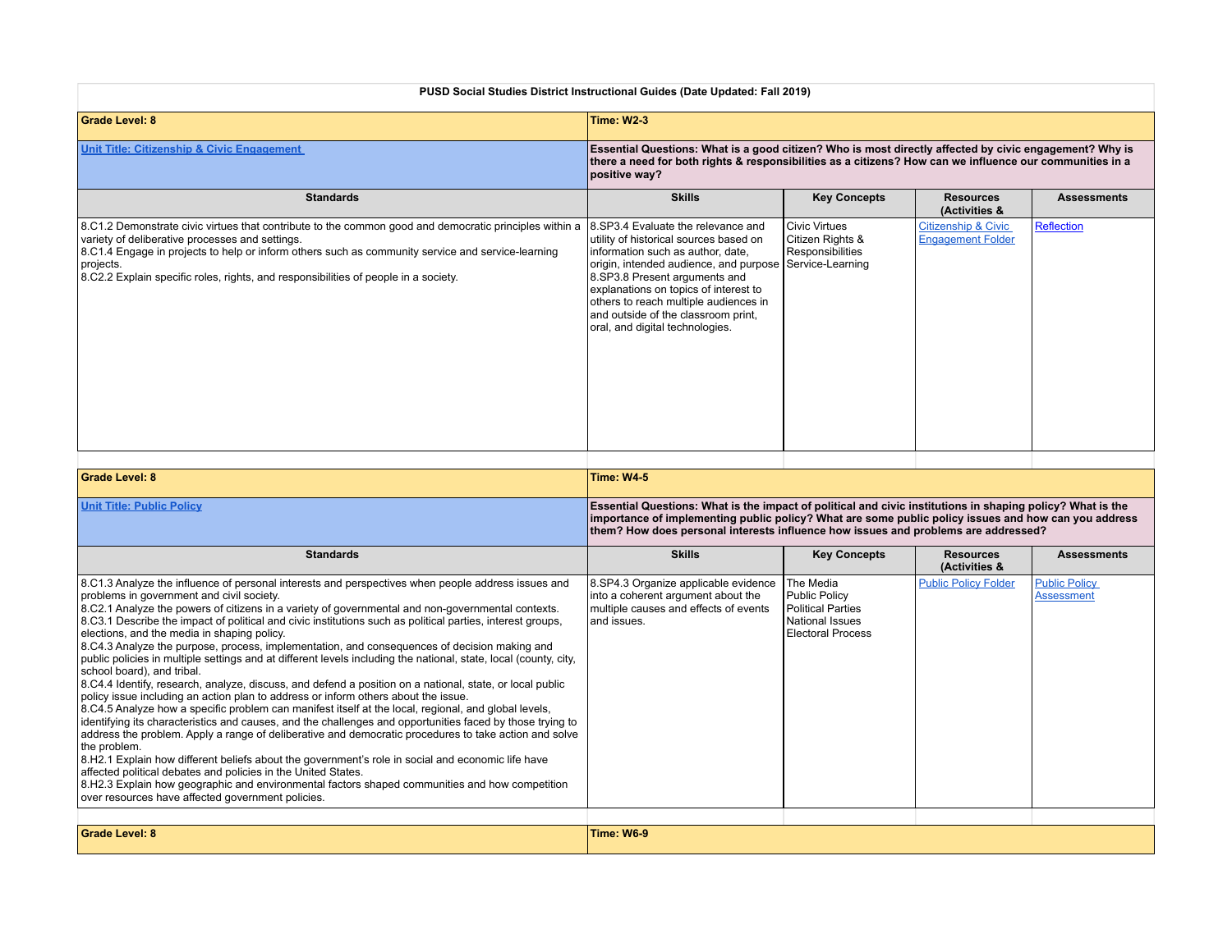**PUSD Social Studies District Instructional Guides (Date Updated: Fall 2019)**

| **Grade Level: 8** | **Time: W2-3** | | | |
|---|---|---|---|---|
| **Unit Title: Citizenship & Civic Engagement** | **Essential Questions: What is a good citizen? Who is most directly affected by civic engagement? Why is there a need for both rights & responsibilities as a citizens? How can we influence our communities in a positive way?** | | | |
| **Standards** | **Skills** | **Key Concepts** | **Resources (Activities &** | **Assessments** |
| 8.C1.2 Demonstrate civic virtues that contribute to the common good and democratic principles within a variety of deliberative processes and settings.<br>8.C1.4 Engage in projects to help or inform others such as community service and service-learning projects.<br>8.C2.2 Explain specific roles, rights, and responsibilities of people in a society. | 8.SP3.4 Evaluate the relevance and utility of historical sources based on information such as author, date, origin, intended audience, and purpose<br>8.SP3.8 Present arguments and explanations on topics of interest to others to reach multiple audiences in and outside of the classroom print, oral, and digital technologies. | Civic Virtues<br>Citizen Rights & Responsibilities<br>Service-Learning | Citizenship & Civic Engagement Folder | Reflection |

| **Grade Level: 8** | **Time: W4-5** | | | |
|---|---|---|---|---|
| **Unit Title: Public Policy** | **Essential Questions: What is the impact of political and civic institutions in shaping policy? What is the importance of implementing public policy? What are some public policy issues and how can you address them? How does personal interests influence how issues and problems are addressed?** | | | |
| **Standards** | **Skills** | **Key Concepts** | **Resources (Activities &** | **Assessments** |
| 8.C1.3 Analyze the influence of personal interests and perspectives when people address issues and problems in government and civil society.<br>8.C2.1 Analyze the powers of citizens in a variety of governmental and non-governmental contexts.<br>8.C3.1 Describe the impact of political and civic institutions such as political parties, interest groups, elections, and the media in shaping policy.<br>8.C4.3 Analyze the purpose, process, implementation, and consequences of decision making and public policies in multiple settings and at different levels including the national, state, local (county, city, school board), and tribal.<br>8.C4.4 Identify, research, analyze, discuss, and defend a position on a national, state, or local public policy issue including an action plan to address or inform others about the issue.<br>8.C4.5 Analyze how a specific problem can manifest itself at the local, regional, and global levels, identifying its characteristics and causes, and the challenges and opportunities faced by those trying to address the problem. Apply a range of deliberative and democratic procedures to take action and solve the problem.<br>8.H2.1 Explain how different beliefs about the government's role in social and economic life have affected political debates and policies in the United States.<br>8.H2.3 Explain how geographic and environmental factors shaped communities and how competition over resources have affected government policies. | 8.SP4.3 Organize applicable evidence into a coherent argument about the multiple causes and effects of events and issues. | The Media<br>Public Policy<br>Political Parties<br>National Issues<br>Electoral Process | Public Policy Folder | Public Policy Assessment |

| **Grade Level: 8** | **Time: W6-9** |
|---|---|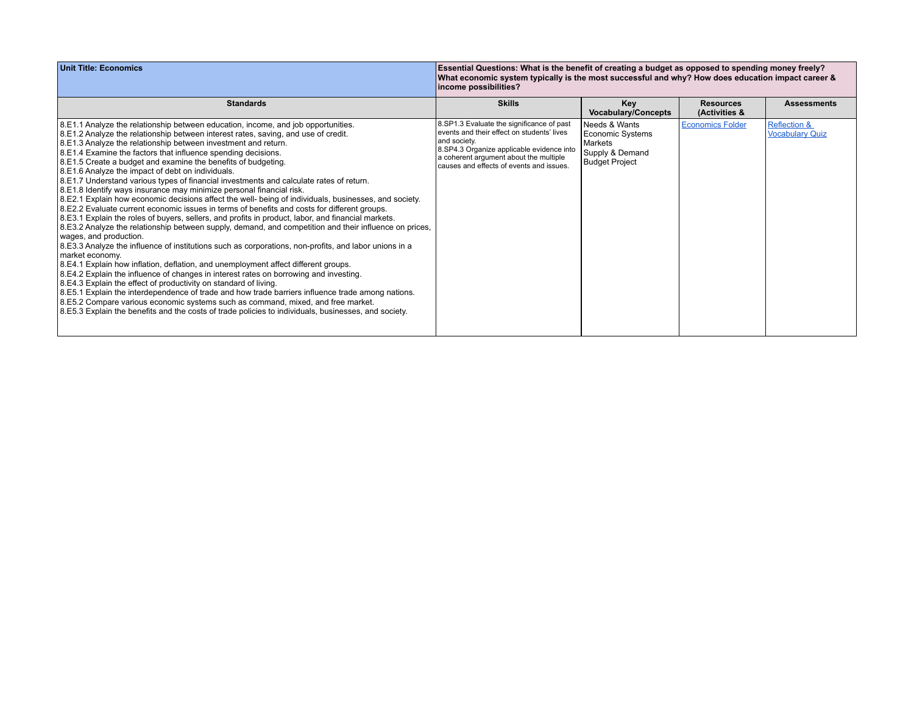| Unit Title: Economics | Essential Questions: What is the benefit of creating a budget as opposed to spending money freely? What economic system typically is the most successful and why? How does education impact career & income possibilities? | | | |
|---|---|---|---|---|
| **Standards** | **Skills** | **Key Vocabulary/Concepts** | **Resources (Activities &** | **Assessments** |
| 8.E1.1 Analyze the relationship between education, income, and job opportunities.<br>8.E1.2 Analyze the relationship between interest rates, saving, and use of credit.<br>8.E1.3 Analyze the relationship between investment and return.<br>8.E1.4 Examine the factors that influence spending decisions.<br>8.E1.5 Create a budget and examine the benefits of budgeting.<br>8.E1.6 Analyze the impact of debt on individuals.<br>8.E1.7 Understand various types of financial investments and calculate rates of return.<br>8.E1.8 Identify ways insurance may minimize personal financial risk.<br>8.E2.1 Explain how economic decisions affect the well- being of individuals, businesses, and society.<br>8.E2.2 Evaluate current economic issues in terms of benefits and costs for different groups.<br>8.E3.1 Explain the roles of buyers, sellers, and profits in product, labor, and financial markets.<br>8.E3.2 Analyze the relationship between supply, demand, and competition and their influence on prices, wages, and production.<br>8.E3.3 Analyze the influence of institutions such as corporations, non-profits, and labor unions in a market economy.<br>8.E4.1 Explain how inflation, deflation, and unemployment affect different groups.<br>8.E4.2 Explain the influence of changes in interest rates on borrowing and investing.<br>8.E4.3 Explain the effect of productivity on standard of living.<br>8.E5.1 Explain the interdependence of trade and how trade barriers influence trade among nations.<br>8.E5.2 Compare various economic systems such as command, mixed, and free market.<br>8.E5.3 Explain the benefits and the costs of trade policies to individuals, businesses, and society. | 8.SP1.3 Evaluate the significance of past events and their effect on students' lives and society.<br>8.SP4.3 Organize applicable evidence into a coherent argument about the multiple causes and effects of events and issues. | Needs & Wants<br>Economic Systems<br>Markets<br>Supply & Demand<br>Budget Project | Economics Folder | Reflection & Vocabulary Quiz |